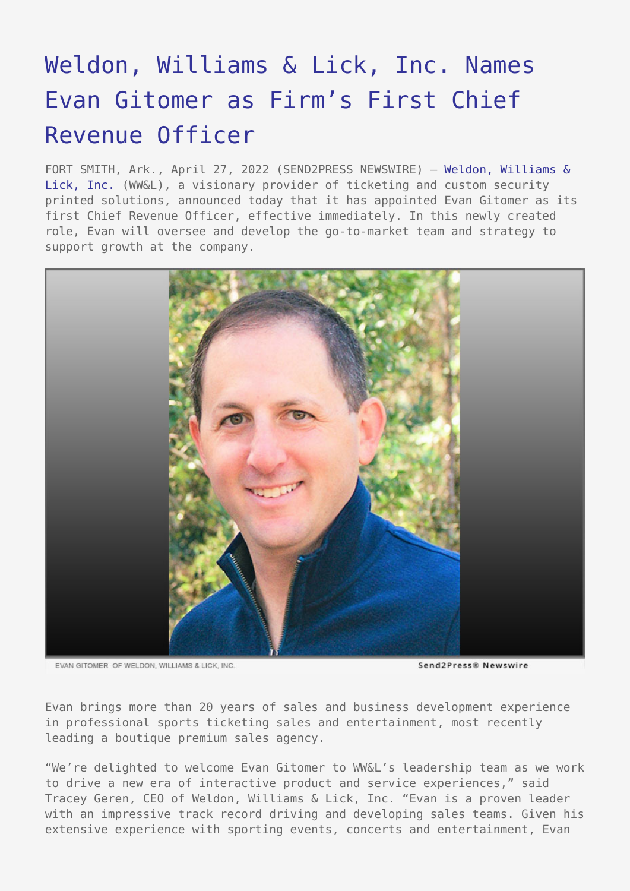# Weldon, Williams & Lick, Inc. Names Evan Gitomer as Firm's First Chief Revenue Officer

FORT SMITH, Ark., April 27, 2022 (SEND2PRESS NEWSWIRE) — Weldon, Williams & Lick, Inc. (WW&L), a visionary provider of ticketing and custom security printed solutions, announced today that it has appointed Evan Gitomer as its first Chief Revenue Officer, effective immediately. In this newly created role, Evan will oversee and develop the go-to-market team and strategy to support growth at the company.

EVAN GITOMER OF WELDON, WILLIAMS & LICK, INC.

Evan brings more than 20 years of sales and business development experience in professional sports ticketing sales and entertainment, most recently leading a boutique premium sales agency.

"We're delighted to welcome Evan Gitomer to WW&L's leadership team as we work to drive a new era of interactive product and service experiences," said Tracey Geren, CEO of Weldon, Williams & Lick, Inc. "Evan is a proven leader with an impressive track record driving and developing sales teams. Given his extensive experience with sporting events, concerts and entertainment, Evan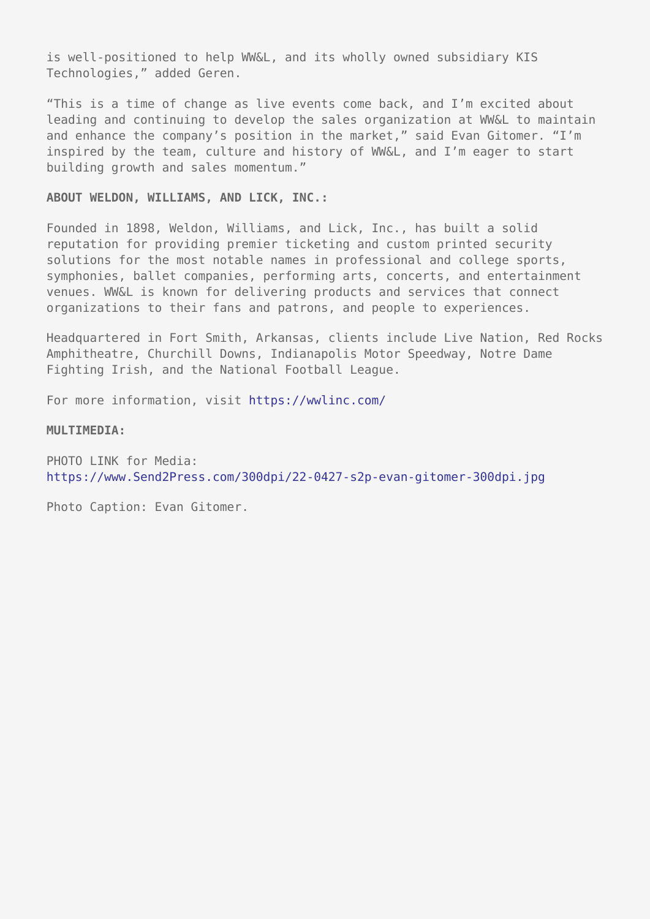is well-positioned to help WW&L, and its wholly owned subsidiary KIS Technologies," added Geren.

"This is a time of change as live events come back, and I'm excited about leading and continuing to develop the sales organization at WW&L to maintain and enhance the company's position in the market," said Evan Gitomer. "I'm inspired by the team, culture and history of WW&L, and I'm eager to start building growth and sales momentum."

**ABOUT WELDON, WILLIAMS, AND LICK, INC.:**

Founded in 1898, Weldon, Williams, and Lick, Inc., has built a solid reputation for providing premier ticketing and custom printed security solutions for the most notable names in professional and college sports, symphonies, ballet companies, performing arts, concerts, and entertainment venues. WW&L is known for delivering products and services that connect organizations to their fans and patrons, and people to experiences.

Headquartered in Fort Smith, Arkansas, clients include Live Nation, Red Rocks Amphitheatre, Churchill Downs, Indianapolis Motor Speedway, Notre Dame Fighting Irish, and the National Football League.

For more information, visit https://wwlinc.com/

**MULTIMEDIA:**

PHOTO LINK for Media:
https://www.Send2Press.com/300dpi/22-0427-s2p-evan-gitomer-300dpi.jpg

Photo Caption: Evan Gitomer.